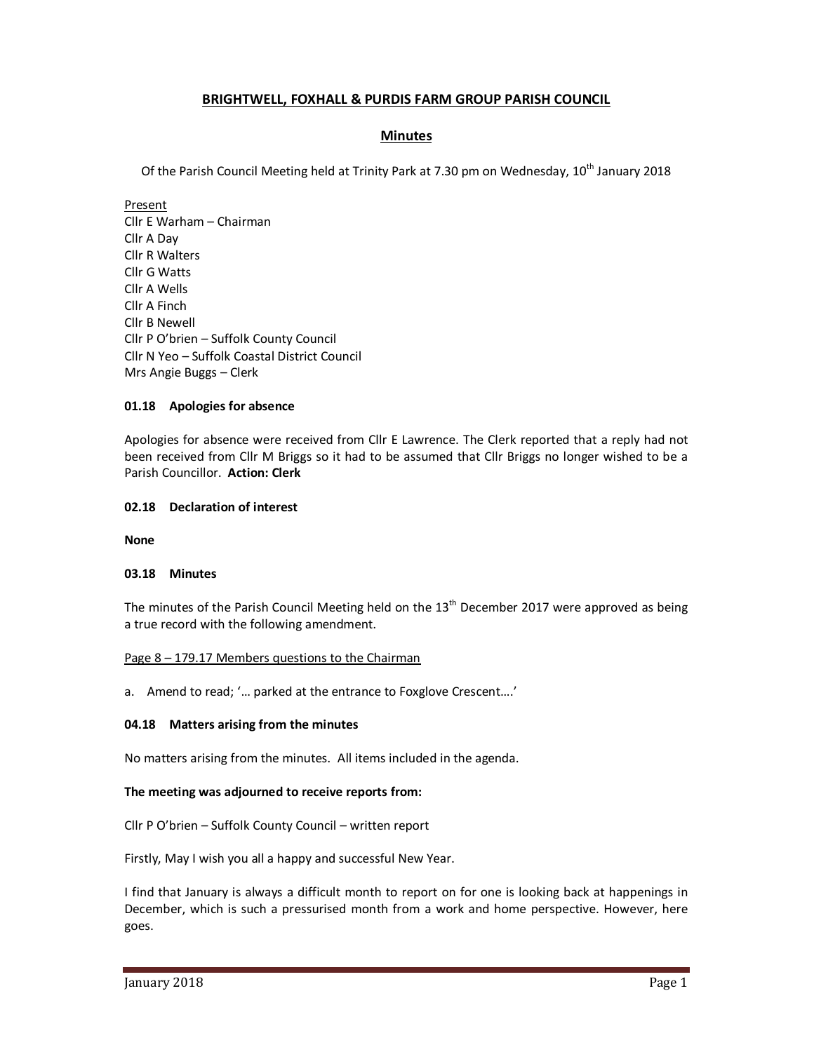# BRIGHTWELL, FOXHALL & PURDIS FARM GROUP PARISH COUNCIL

## Minutes

Of the Parish Council Meeting held at Trinity Park at 7.30 pm on Wednesday, 10th January 2018

Present
Cllr E Warham – Chairman
Cllr A Day
Cllr R Walters
Cllr G Watts
Cllr A Wells
Cllr A Finch
Cllr B Newell
Cllr P O'brien – Suffolk County Council
Cllr N Yeo – Suffolk Coastal District Council
Mrs Angie Buggs – Clerk

### 01.18 Apologies for absence

Apologies for absence were received from Cllr E Lawrence. The Clerk reported that a reply had not been received from Cllr M Briggs so it had to be assumed that Cllr Briggs no longer wished to be a Parish Councillor. **Action: Clerk**

### 02.18 Declaration of interest

**None**

### 03.18 Minutes

The minutes of the Parish Council Meeting held on the 13th December 2017 were approved as being a true record with the following amendment.

Page 8 – 179.17 Members questions to the Chairman

a. Amend to read; '… parked at the entrance to Foxglove Crescent….'

### 04.18 Matters arising from the minutes

No matters arising from the minutes. All items included in the agenda.

**The meeting was adjourned to receive reports from:**

Cllr P O'brien – Suffolk County Council – written report

Firstly, May I wish you all a happy and successful New Year.

I find that January is always a difficult month to report on for one is looking back at happenings in December, which is such a pressurised month from a work and home perspective. However, here goes.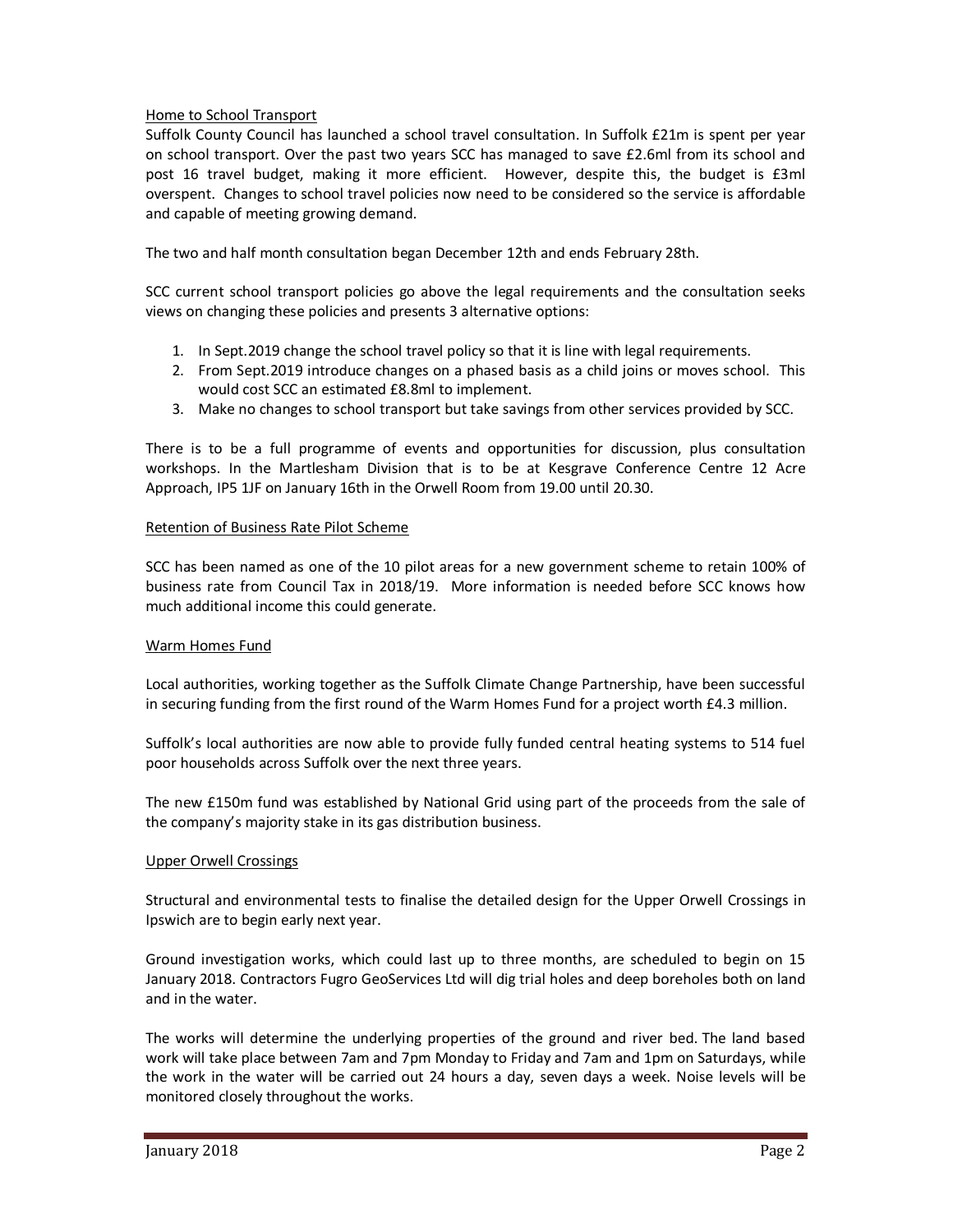Home to School Transport

Suffolk County Council has launched a school travel consultation. In Suffolk £21m is spent per year on school transport. Over the past two years SCC has managed to save £2.6ml from its school and post 16 travel budget, making it more efficient. However, despite this, the budget is £3ml overspent. Changes to school travel policies now need to be considered so the service is affordable and capable of meeting growing demand.

The two and half month consultation began December 12th and ends February 28th.

SCC current school transport policies go above the legal requirements and the consultation seeks views on changing these policies and presents 3 alternative options:

1. In Sept.2019 change the school travel policy so that it is line with legal requirements.
2. From Sept.2019 introduce changes on a phased basis as a child joins or moves school. This would cost SCC an estimated £8.8ml to implement.
3. Make no changes to school transport but take savings from other services provided by SCC.

There is to be a full programme of events and opportunities for discussion, plus consultation workshops. In the Martlesham Division that is to be at Kesgrave Conference Centre 12 Acre Approach, IP5 1JF on January 16th in the Orwell Room from 19.00 until 20.30.

Retention of Business Rate Pilot Scheme

SCC has been named as one of the 10 pilot areas for a new government scheme to retain 100% of business rate from Council Tax in 2018/19. More information is needed before SCC knows how much additional income this could generate.

Warm Homes Fund

Local authorities, working together as the Suffolk Climate Change Partnership, have been successful in securing funding from the first round of the Warm Homes Fund for a project worth £4.3 million.

Suffolk's local authorities are now able to provide fully funded central heating systems to 514 fuel poor households across Suffolk over the next three years.

The new £150m fund was established by National Grid using part of the proceeds from the sale of the company's majority stake in its gas distribution business.

Upper Orwell Crossings

Structural and environmental tests to finalise the detailed design for the Upper Orwell Crossings in Ipswich are to begin early next year.

Ground investigation works, which could last up to three months, are scheduled to begin on 15 January 2018. Contractors Fugro GeoServices Ltd will dig trial holes and deep boreholes both on land and in the water.

The works will determine the underlying properties of the ground and river bed. The land based work will take place between 7am and 7pm Monday to Friday and 7am and 1pm on Saturdays, while the work in the water will be carried out 24 hours a day, seven days a week. Noise levels will be monitored closely throughout the works.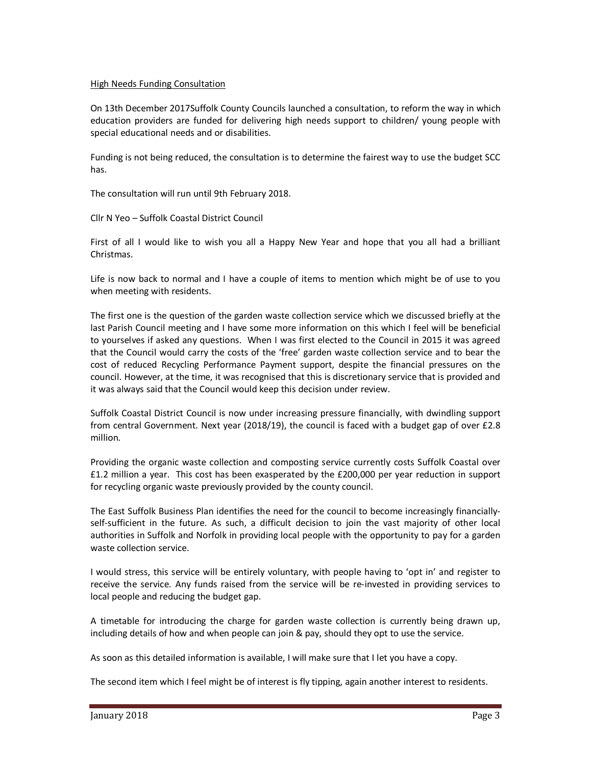High Needs Funding Consultation

On 13th December 2017Suffolk County Councils launched a consultation, to reform the way in which education providers are funded for delivering high needs support to children/ young people with special educational needs and or disabilities.

Funding is not being reduced, the consultation is to determine the fairest way to use the budget SCC has.

The consultation will run until 9th February 2018.

Cllr N Yeo – Suffolk Coastal District Council

First of all I would like to wish you all a Happy New Year and hope that you all had a brilliant Christmas.

Life is now back to normal and I have a couple of items to mention which might be of use to you when meeting with residents.

The first one is the question of the garden waste collection service which we discussed briefly at the last Parish Council meeting and I have some more information on this which I feel will be beneficial to yourselves if asked any questions. When I was first elected to the Council in 2015 it was agreed that the Council would carry the costs of the 'free' garden waste collection service and to bear the cost of reduced Recycling Performance Payment support, despite the financial pressures on the council. However, at the time, it was recognised that this is discretionary service that is provided and it was always said that the Council would keep this decision under review.

Suffolk Coastal District Council is now under increasing pressure financially, with dwindling support from central Government. Next year (2018/19), the council is faced with a budget gap of over £2.8 million.

Providing the organic waste collection and composting service currently costs Suffolk Coastal over £1.2 million a year. This cost has been exasperated by the £200,000 per year reduction in support for recycling organic waste previously provided by the county council.

The East Suffolk Business Plan identifies the need for the council to become increasingly financially-self-sufficient in the future. As such, a difficult decision to join the vast majority of other local authorities in Suffolk and Norfolk in providing local people with the opportunity to pay for a garden waste collection service.

I would stress, this service will be entirely voluntary, with people having to 'opt in' and register to receive the service. Any funds raised from the service will be re-invested in providing services to local people and reducing the budget gap.

A timetable for introducing the charge for garden waste collection is currently being drawn up, including details of how and when people can join & pay, should they opt to use the service.

As soon as this detailed information is available, I will make sure that I let you have a copy.

The second item which I feel might be of interest is fly tipping, again another interest to residents.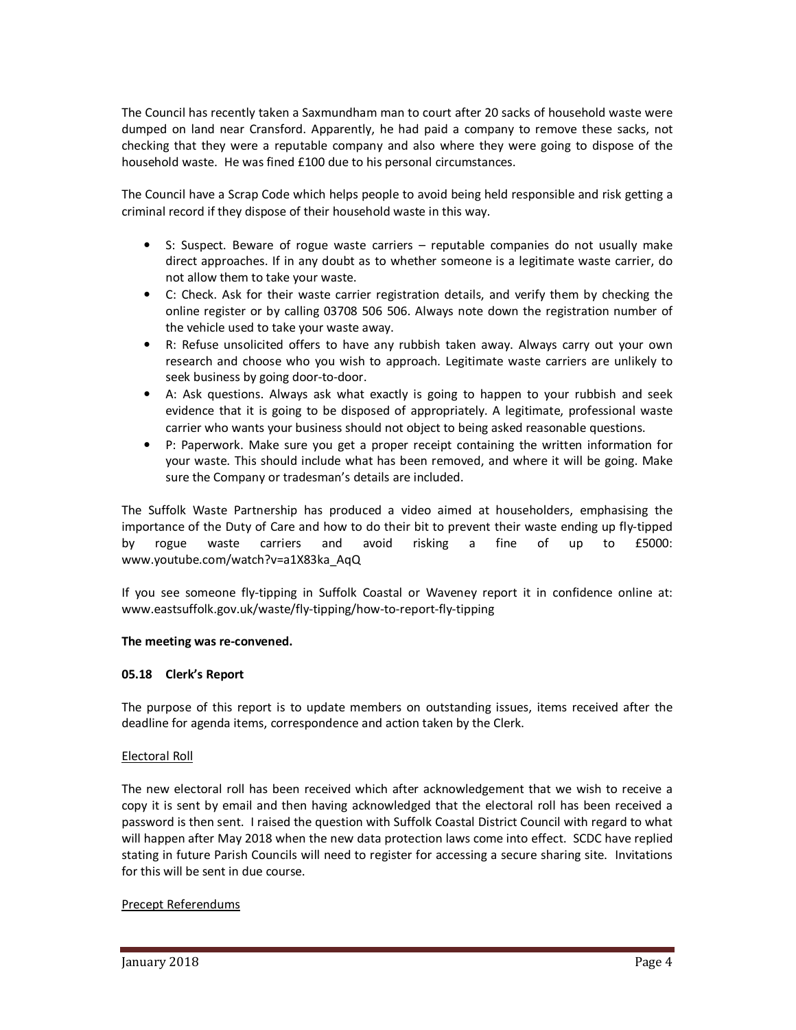The Council has recently taken a Saxmundham man to court after 20 sacks of household waste were dumped on land near Cransford. Apparently, he had paid a company to remove these sacks, not checking that they were a reputable company and also where they were going to dispose of the household waste. He was fined £100 due to his personal circumstances.

The Council have a Scrap Code which helps people to avoid being held responsible and risk getting a criminal record if they dispose of their household waste in this way.

- S: Suspect. Beware of rogue waste carriers – reputable companies do not usually make direct approaches. If in any doubt as to whether someone is a legitimate waste carrier, do not allow them to take your waste.
- C: Check. Ask for their waste carrier registration details, and verify them by checking the online register or by calling 03708 506 506. Always note down the registration number of the vehicle used to take your waste away.
- R: Refuse unsolicited offers to have any rubbish taken away. Always carry out your own research and choose who you wish to approach. Legitimate waste carriers are unlikely to seek business by going door-to-door.
- A: Ask questions. Always ask what exactly is going to happen to your rubbish and seek evidence that it is going to be disposed of appropriately. A legitimate, professional waste carrier who wants your business should not object to being asked reasonable questions.
- P: Paperwork. Make sure you get a proper receipt containing the written information for your waste. This should include what has been removed, and where it will be going. Make sure the Company or tradesman's details are included.

The Suffolk Waste Partnership has produced a video aimed at householders, emphasising the importance of the Duty of Care and how to do their bit to prevent their waste ending up fly-tipped by rogue waste carriers and avoid risking a fine of up to £5000: www.youtube.com/watch?v=a1X83ka_AqQ

If you see someone fly-tipping in Suffolk Coastal or Waveney report it in confidence online at: www.eastsuffolk.gov.uk/waste/fly-tipping/how-to-report-fly-tipping

**The meeting was re-convened.**

**05.18 Clerk's Report**

The purpose of this report is to update members on outstanding issues, items received after the deadline for agenda items, correspondence and action taken by the Clerk.

Electoral Roll

The new electoral roll has been received which after acknowledgement that we wish to receive a copy it is sent by email and then having acknowledged that the electoral roll has been received a password is then sent. I raised the question with Suffolk Coastal District Council with regard to what will happen after May 2018 when the new data protection laws come into effect. SCDC have replied stating in future Parish Councils will need to register for accessing a secure sharing site. Invitations for this will be sent in due course.

Precept Referendums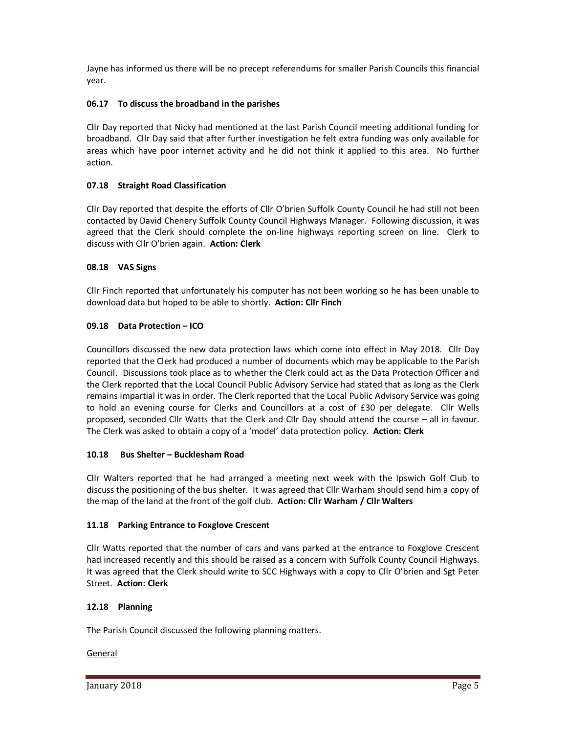Jayne has informed us there will be no precept referendums for smaller Parish Councils this financial year.

### 06.17 To discuss the broadband in the parishes

Cllr Day reported that Nicky had mentioned at the last Parish Council meeting additional funding for broadband. Cllr Day said that after further investigation he felt extra funding was only available for areas which have poor internet activity and he did not think it applied to this area. No further action.

### 07.18 Straight Road Classification

Cllr Day reported that despite the efforts of Cllr O'brien Suffolk County Council he had still not been contacted by David Chenery Suffolk County Council Highways Manager. Following discussion, it was agreed that the Clerk should complete the on-line highways reporting screen on line. Clerk to discuss with Cllr O'brien again. **Action: Clerk**

### 08.18 VAS Signs

Cllr Finch reported that unfortunately his computer has not been working so he has been unable to download data but hoped to be able to shortly. **Action: Cllr Finch**

### 09.18 Data Protection – ICO

Councillors discussed the new data protection laws which come into effect in May 2018. Cllr Day reported that the Clerk had produced a number of documents which may be applicable to the Parish Council. Discussions took place as to whether the Clerk could act as the Data Protection Officer and the Clerk reported that the Local Council Public Advisory Service had stated that as long as the Clerk remains impartial it was in order. The Clerk reported that the Local Public Advisory Service was going to hold an evening course for Clerks and Councillors at a cost of £30 per delegate. Cllr Wells proposed, seconded Cllr Watts that the Clerk and Cllr Day should attend the course – all in favour. The Clerk was asked to obtain a copy of a 'model' data protection policy. **Action: Clerk**

### 10.18 Bus Shelter – Bucklesham Road

Cllr Walters reported that he had arranged a meeting next week with the Ipswich Golf Club to discuss the positioning of the bus shelter. It was agreed that Cllr Warham should send him a copy of the map of the land at the front of the golf club. **Action: Cllr Warham / Cllr Walters**

### 11.18 Parking Entrance to Foxglove Crescent

Cllr Watts reported that the number of cars and vans parked at the entrance to Foxglove Crescent had increased recently and this should be raised as a concern with Suffolk County Council Highways. It was agreed that the Clerk should write to SCC Highways with a copy to Cllr O'brien and Sgt Peter Street. **Action: Clerk**

### 12.18 Planning

The Parish Council discussed the following planning matters.

<u>General</u>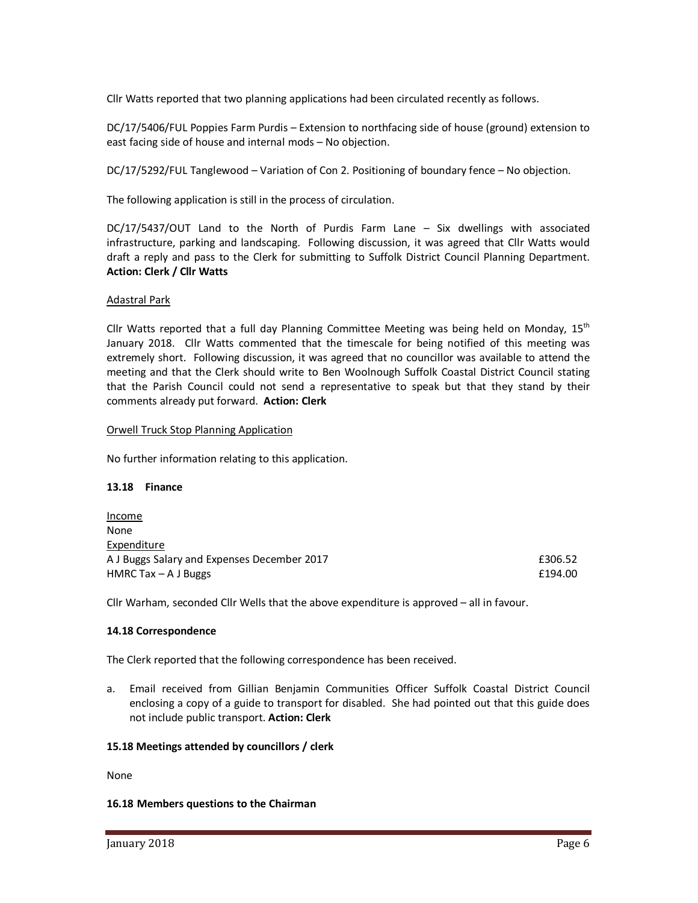Cllr Watts reported that two planning applications had been circulated recently as follows.

DC/17/5406/FUL Poppies Farm Purdis – Extension to northfacing side of house (ground) extension to east facing side of house and internal mods – No objection.

DC/17/5292/FUL Tanglewood – Variation of Con 2. Positioning of boundary fence – No objection.

The following application is still in the process of circulation.

DC/17/5437/OUT Land to the North of Purdis Farm Lane – Six dwellings with associated infrastructure, parking and landscaping. Following discussion, it was agreed that Cllr Watts would draft a reply and pass to the Clerk for submitting to Suffolk District Council Planning Department. **Action: Clerk / Cllr Watts**

Adastral Park

Cllr Watts reported that a full day Planning Committee Meeting was being held on Monday, 15th January 2018. Cllr Watts commented that the timescale for being notified of this meeting was extremely short. Following discussion, it was agreed that no councillor was available to attend the meeting and that the Clerk should write to Ben Woolnough Suffolk Coastal District Council stating that the Parish Council could not send a representative to speak but that they stand by their comments already put forward. **Action: Clerk**

Orwell Truck Stop Planning Application

No further information relating to this application.

### 13.18 Finance

Income
None
Expenditure

| | |
|---|---|
| A J Buggs Salary and Expenses December 2017 | £306.52 |
| HMRC Tax – A J Buggs | £194.00 |

Cllr Warham, seconded Cllr Wells that the above expenditure is approved – all in favour.

### 14.18 Correspondence

The Clerk reported that the following correspondence has been received.

a. Email received from Gillian Benjamin Communities Officer Suffolk Coastal District Council enclosing a copy of a guide to transport for disabled. She had pointed out that this guide does not include public transport. **Action: Clerk**

### 15.18 Meetings attended by councillors / clerk

None

### 16.18 Members questions to the Chairman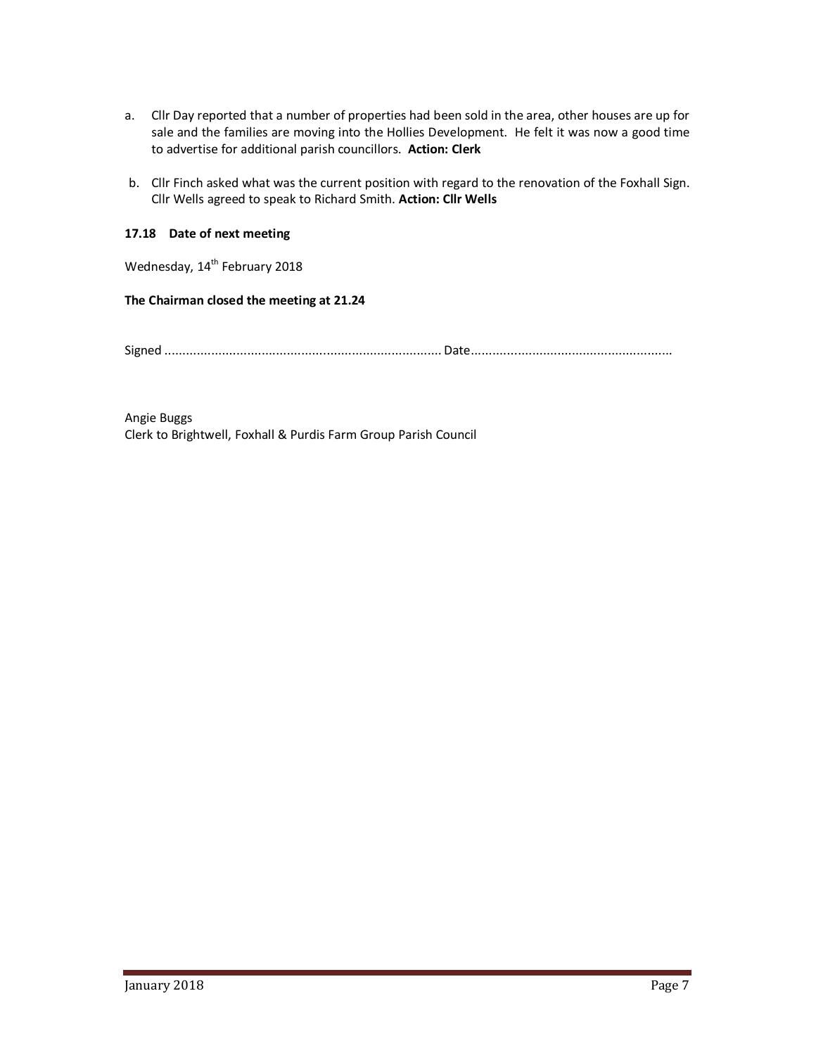a. Cllr Day reported that a number of properties had been sold in the area, other houses are up for sale and the families are moving into the Hollies Development. He felt it was now a good time to advertise for additional parish councillors. **Action: Clerk**

b. Cllr Finch asked what was the current position with regard to the renovation of the Foxhall Sign. Cllr Wells agreed to speak to Richard Smith. **Action: Cllr Wells**

**17.18 Date of next meeting**

Wednesday, 14th February 2018

**The Chairman closed the meeting at 21.24**

Signed ............................................................................ Date.......................................................

Angie Buggs
Clerk to Brightwell, Foxhall & Purdis Farm Group Parish Council